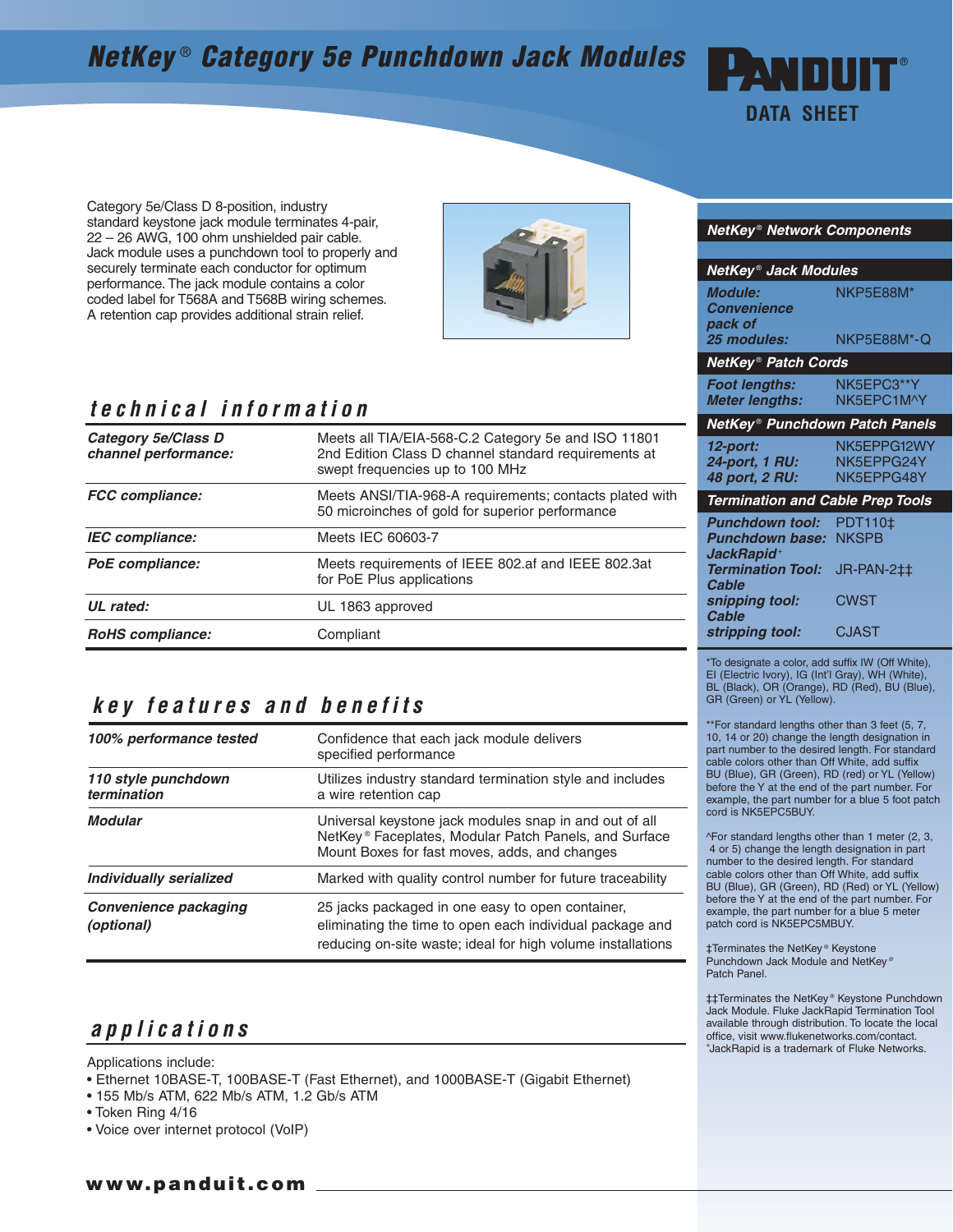# NetKey® Category 5e Punchdown Jack Modules

PANDUIT®

DATA SHEET

Category 5e/Class D 8-position, industry standard keystone jack module terminates 4-pair, 22 – 26 AWG, 100 ohm unshielded pair cable. Jack module uses a punchdown tool to properly and securely terminate each conductor for optimum performance. The jack module contains a color coded label for T568A and T568B wiring schemes. A retention cap provides additional strain relief.

## technical information

| | |
|---|---|
| ***Category 5e/Class D channel performance:*** | Meets all TIA/EIA-568-C.2 Category 5e and ISO 11801 2nd Edition Class D channel standard requirements at swept frequencies up to 100 MHz |
| ***FCC compliance:*** | Meets ANSI/TIA-968-A requirements; contacts plated with 50 microinches of gold for superior performance |
| ***IEC compliance:*** | Meets IEC 60603-7 |
| ***PoE compliance:*** | Meets requirements of IEEE 802.af and IEEE 802.3at for PoE Plus applications |
| ***UL rated:*** | UL 1863 approved |
| ***RoHS compliance:*** | Compliant |

## key features and benefits

| | |
|---|---|
| ***100% performance tested*** | Confidence that each jack module delivers specified performance |
| ***110 style punchdown termination*** | Utilizes industry standard termination style and includes a wire retention cap |
| ***Modular*** | Universal keystone jack modules snap in and out of all NetKey® Faceplates, Modular Patch Panels, and Surface Mount Boxes for fast moves, adds, and changes |
| ***Individually serialized*** | Marked with quality control number for future traceability |
| ***Convenience packaging (optional)*** | 25 jacks packaged in one easy to open container, eliminating the time to open each individual package and reducing on-site waste; ideal for high volume installations |

## applications

Applications include:

- Ethernet 10BASE-T, 100BASE-T (Fast Ethernet), and 1000BASE-T (Gigabit Ethernet)
- 155 Mb/s ATM, 622 Mb/s ATM, 1.2 Gb/s ATM
- Token Ring 4/16
- Voice over internet protocol (VoIP)

### NetKey® Network Components

| | |
|---|---|
| **NetKey® Jack Modules** | |
| ***Module:*** | NKP5E88M* |
| ***Convenience pack of 25 modules:*** | NKP5E88M*-Q |
| **NetKey® Patch Cords** | |
| ***Foot lengths:*** | NK5EPC3**Y |
| ***Meter lengths:*** | NK5EPC1M^Y |
| **NetKey® Punchdown Patch Panels** | |
| ***12-port:*** | NK5EPPG12WY |
| ***24-port, 1 RU:*** | NK5EPPG24Y |
| ***48 port, 2 RU:*** | NK5EPPG48Y |
| **Termination and Cable Prep Tools** | |
| ***Punchdown tool:*** | PDT110‡ |
| ***Punchdown base:*** | NKSPB |
| ***JackRapid+ Termination Tool:*** | JR-PAN-2‡‡ |
| ***Cable snipping tool:*** | CWST |
| ***Cable stripping tool:*** | CJAST |

*To designate a color, add suffix IW (Off White), EI (Electric Ivory), IG (Int'l Gray), WH (White), BL (Black), OR (Orange), RD (Red), BU (Blue), GR (Green) or YL (Yellow).

**For standard lengths other than 3 feet (5, 7, 10, 14 or 20) change the length designation in part number to the desired length. For standard cable colors other than Off White, add suffix BU (Blue), GR (Green), RD (red) or YL (Yellow) before the Y at the end of the part number. For example, the part number for a blue 5 foot patch cord is NK5EPC5BUY.

^For standard lengths other than 1 meter (2, 3, 4 or 5) change the length designation in part number to the desired length. For standard cable colors other than Off White, add suffix BU (Blue), GR (Green), RD (Red) or YL (Yellow) before the Y at the end of the part number. For example, the part number for a blue 5 meter patch cord is NK5EPC5MBUY.

‡Terminates the NetKey® Keystone Punchdown Jack Module and NetKey® Patch Panel.

‡‡Terminates the NetKey® Keystone Punchdown Jack Module. Fluke JackRapid Termination Tool available through distribution. To locate the local office, visit www.flukenetworks.com/contact. +JackRapid is a trademark of Fluke Networks.

**www.panduit.com**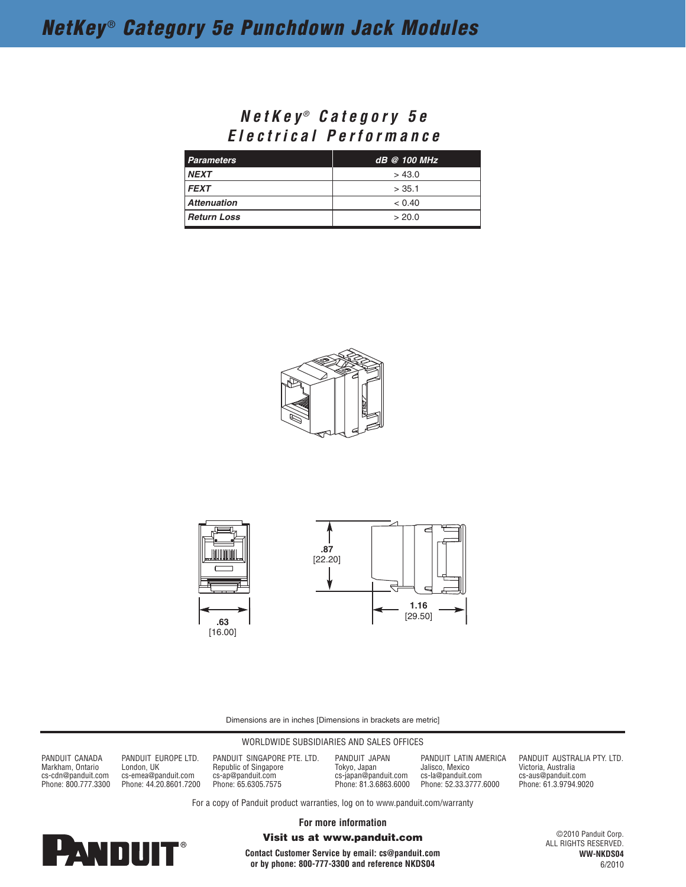# NetKey® Category 5e Punchdown Jack Modules

## NetKey® Category 5e Electrical Performance

| Parameters | dB @ 100 MHz |
|---|---|
| NEXT | > 43.0 |
| FEXT | > 35.1 |
| Attenuation | < 0.40 |
| Return Loss | > 20.0 |

.87
[22.20]

.63
[16.00]

1.16
[29.50]

Dimensions are in inches [Dimensions in brackets are metric]

WORLDWIDE SUBSIDIARIES AND SALES OFFICES

PANDUIT CANADA
Markham, Ontario
cs-cdn@panduit.com
Phone: 800.777.3300

PANDUIT EUROPE LTD.
London, UK
cs-emea@panduit.com
Phone: 44.20.8601.7200

PANDUIT SINGAPORE PTE. LTD.
Republic of Singapore
cs-ap@panduit.com
Phone: 65.6305.7575

PANDUIT JAPAN
Tokyo, Japan
cs-japan@panduit.com
Phone: 81.3.6863.6000

PANDUIT LATIN AMERICA
Jalisco, Mexico
cs-la@panduit.com
Phone: 52.33.3777.6000

PANDUIT AUSTRALIA PTY. LTD.
Victoria, Australia
cs-aus@panduit.com
Phone: 61.3.9794.9020

For a copy of Panduit product warranties, log on to www.panduit.com/warranty

PANDUIT®

**For more information**

**Visit us at www.panduit.com**

**Contact Customer Service by email: cs@panduit.com**
**or by phone: 800-777-3300 and reference NKDS04**

©2010 Panduit Corp.
ALL RIGHTS RESERVED.
**WW-NKDS04**
6/2010